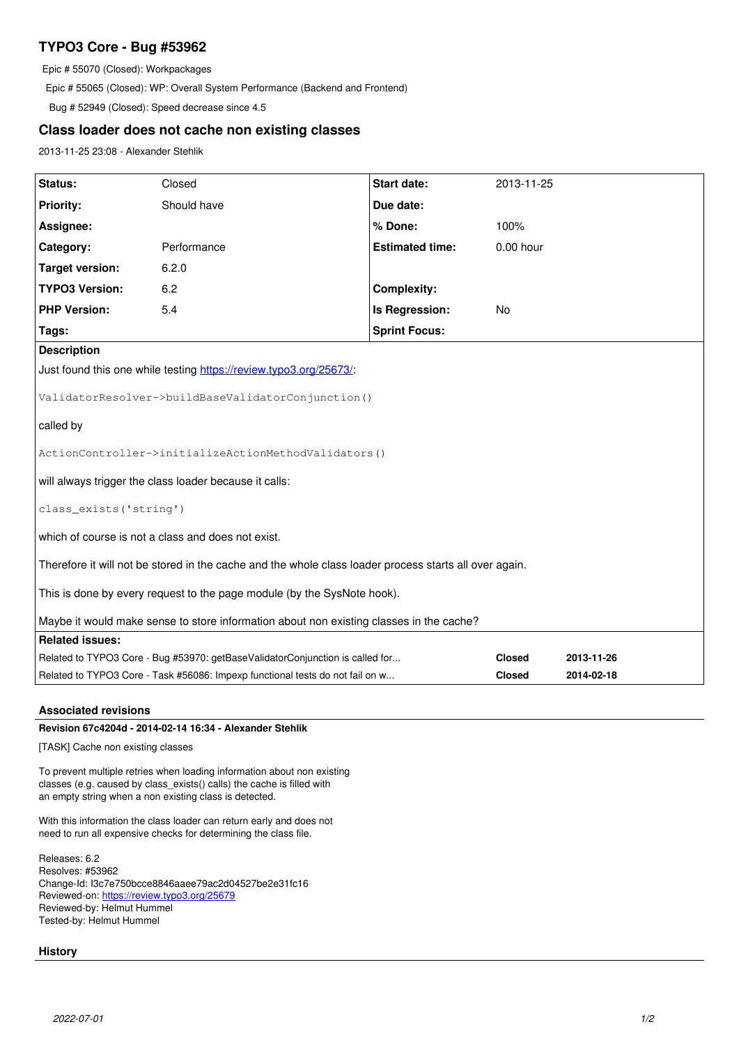# TYPO3 Core - Bug #53962

Epic # 55070 (Closed): Workpackages

Epic # 55065 (Closed): WP: Overall System Performance (Backend and Frontend)

Bug # 52949 (Closed): Speed decrease since 4.5

## Class loader does not cache non existing classes

2013-11-25 23:08 - Alexander Stehlik

| Status: | Closed | Start date: | 2013-11-25 |
|---|---|---|---|
| Priority: | Should have | Due date: | |
| Assignee: | | % Done: | 100% |
| Category: | Performance | Estimated time: | 0.00 hour |
| Target version: | 6.2.0 | | |
| TYPO3 Version: | 6.2 | Complexity: | |
| PHP Version: | 5.4 | Is Regression: | No |
| Tags: | | Sprint Focus: | |

**Description**

Just found this one while testing https://review.typo3.org/25673/:

```
ValidatorResolver->buildBaseValidatorConjunction()
```

called by

```
ActionController->initializeActionMethodValidators()
```

will always trigger the class loader because it calls:

```
class_exists('string')
```

which of course is not a class and does not exist.

Therefore it will not be stored in the cache and the whole class loader process starts all over again.

This is done by every request to the page module (by the SysNote hook).

Maybe it would make sense to store information about non existing classes in the cache?

**Related issues:**

| | | |
|---|---|---|
| Related to TYPO3 Core - Bug #53970: getBaseValidatorConjunction is called for... | Closed | 2013-11-26 |
| Related to TYPO3 Core - Task #56086: Impexp functional tests do not fail on w... | Closed | 2014-02-18 |

### Associated revisions

**Revision 67c4204d - 2014-02-14 16:34 - Alexander Stehlik**

[TASK] Cache non existing classes

To prevent multiple retries when loading information about non existing classes (e.g. caused by class_exists() calls) the cache is filled with an empty string when a non existing class is detected.

With this information the class loader can return early and does not need to run all expensive checks for determining the class file.

Releases: 6.2
Resolves: #53962
Change-Id: I3c7e750bcce8846aaee79ac2d04527be2e31fc16
Reviewed-on: https://review.typo3.org/25679
Reviewed-by: Helmut Hummel
Tested-by: Helmut Hummel

### History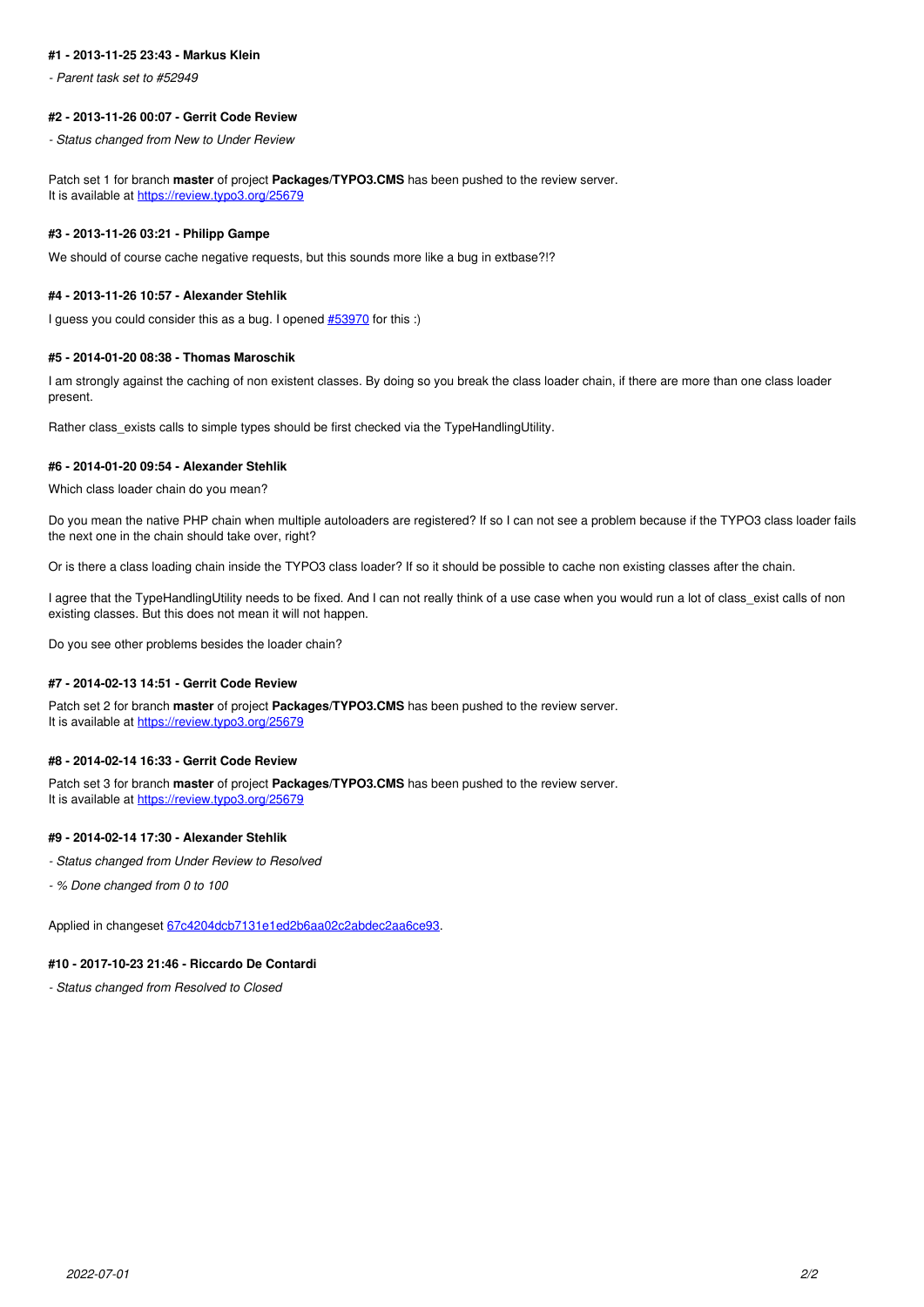#### #1 - 2013-11-25 23:43 - Markus Klein

*- Parent task set to #52949*

#### #2 - 2013-11-26 00:07 - Gerrit Code Review

*- Status changed from New to Under Review*

Patch set 1 for branch **master** of project **Packages/TYPO3.CMS** has been pushed to the review server.
It is available at https://review.typo3.org/25679

#### #3 - 2013-11-26 03:21 - Philipp Gampe

We should of course cache negative requests, but this sounds more like a bug in extbase?!?

#### #4 - 2013-11-26 10:57 - Alexander Stehlik

I guess you could consider this as a bug. I opened #53970 for this :)

#### #5 - 2014-01-20 08:38 - Thomas Maroschik

I am strongly against the caching of non existent classes. By doing so you break the class loader chain, if there are more than one class loader present.

Rather class_exists calls to simple types should be first checked via the TypeHandlingUtility.

#### #6 - 2014-01-20 09:54 - Alexander Stehlik

Which class loader chain do you mean?

Do you mean the native PHP chain when multiple autoloaders are registered? If so I can not see a problem because if the TYPO3 class loader fails the next one in the chain should take over, right?

Or is there a class loading chain inside the TYPO3 class loader? If so it should be possible to cache non existing classes after the chain.

I agree that the TypeHandlingUtility needs to be fixed. And I can not really think of a use case when you would run a lot of class_exist calls of non existing classes. But this does not mean it will not happen.

Do you see other problems besides the loader chain?

#### #7 - 2014-02-13 14:51 - Gerrit Code Review

Patch set 2 for branch **master** of project **Packages/TYPO3.CMS** has been pushed to the review server.
It is available at https://review.typo3.org/25679

#### #8 - 2014-02-14 16:33 - Gerrit Code Review

Patch set 3 for branch **master** of project **Packages/TYPO3.CMS** has been pushed to the review server.
It is available at https://review.typo3.org/25679

#### #9 - 2014-02-14 17:30 - Alexander Stehlik

*- Status changed from Under Review to Resolved*

*- % Done changed from 0 to 100*

Applied in changeset 67c4204dcb7131e1ed2b6aa02c2abdec2aa6ce93.

#### #10 - 2017-10-23 21:46 - Riccardo De Contardi

*- Status changed from Resolved to Closed*